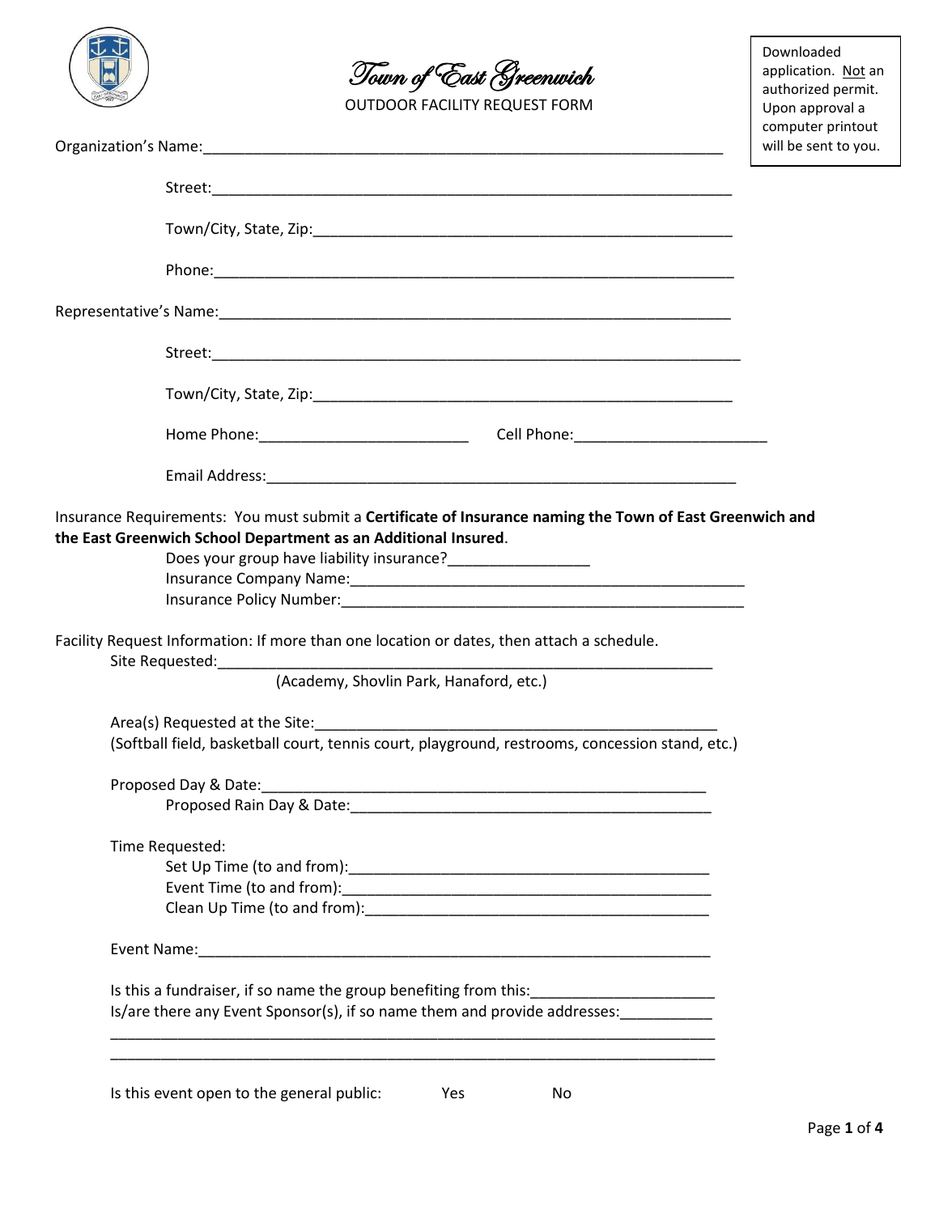# Town of East Greenwich

OUTDOOR FACILITY REQUEST FORM

Downloaded application. Not an authorized permit. Upon approval a computer printout will be sent to you.

Organization's Name:_________________________________________________________________

Street:_________________________________________________________________

Town/City, State, Zip:____________________________________________________

Phone:_________________________________________________________________

Representative's Name:_______________________________________________________________

Street:_________________________________________________________________

Town/City, State, Zip:____________________________________________________

Home Phone:_________________________ Cell Phone:_______________________

Email Address:____________________________________________________________

Insurance Requirements: You must submit a **Certificate of Insurance naming the Town of East Greenwich and the East Greenwich School Department as an Additional Insured**.

Does your group have liability insurance?________________

Insurance Company Name:__________________________________________________

Insurance Policy Number:__________________________________________________

Facility Request Information: If more than one location or dates, then attach a schedule.

Site Requested:_____________________________________________________________

(Academy, Shovlin Park, Hanaford, etc.)

Area(s) Requested at the Site:__________________________________________________

(Softball field, basketball court, tennis court, playground, restrooms, concession stand, etc.)

Proposed Day & Date:________________________________________________________

Proposed Rain Day & Date:__________________________________________________

Time Requested:

Set Up Time (to and from):_____________________________________________

Event Time (to and from):_______________________________________________

Clean Up Time (to and from):___________________________________________

Event Name:_____________________________________________________________

Is this a fundraiser, if so name the group benefiting from this:______________________

Is/are there any Event Sponsor(s), if so name them and provide addresses:___________

__________________________________________________________________________

__________________________________________________________________________

Is this event open to the general public: Yes No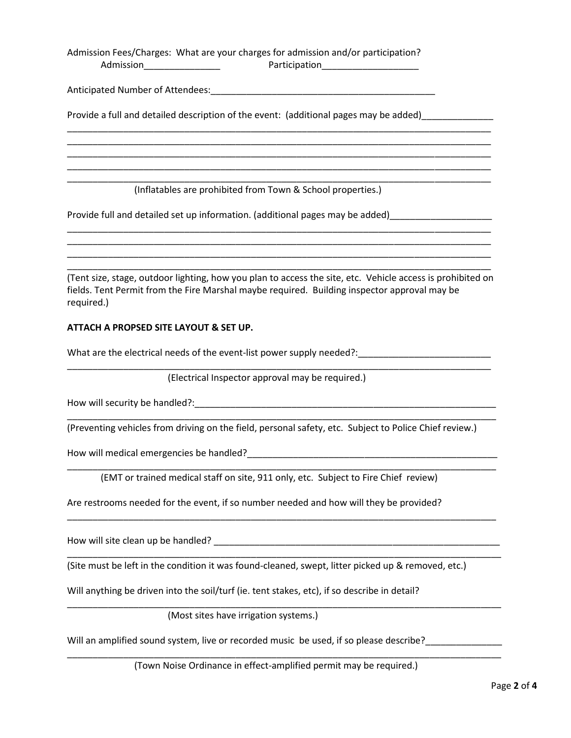Admission Fees/Charges: What are your charges for admission and/or participation?

Admission_______________ Participation___________________

Anticipated Number of Attendees:_____________________________________________

Provide a full and detailed description of the event: (additional pages may be added)______________

_____________________________________________________________________________________
_____________________________________________________________________________________
_____________________________________________________________________________________
_____________________________________________________________________________________
_____________________________________________________________________________________

(Inflatables are prohibited from Town & School properties.)

Provide full and detailed set up information. (additional pages may be added)____________________

_____________________________________________________________________________________
_____________________________________________________________________________________
_____________________________________________________________________________________
_____________________________________________________________________________________

(Tent size, stage, outdoor lighting, how you plan to access the site, etc. Vehicle access is prohibited on fields. Tent Permit from the Fire Marshal maybe required. Building inspector approval may be required.)

**ATTACH A PROPSED SITE LAYOUT & SET UP.**

What are the electrical needs of the event-list power supply needed?:__________________________

_____________________________________________________________________________________

(Electrical Inspector approval may be required.)

How will security be handled?:_______________________________________________________________

_____________________________________________________________________________________

(Preventing vehicles from driving on the field, personal safety, etc. Subject to Police Chief review.)

How will medical emergencies be handled?____________________________________________________

_____________________________________________________________________________________

(EMT or trained medical staff on site, 911 only, etc. Subject to Fire Chief review)

Are restrooms needed for the event, if so number needed and how will they be provided?

_____________________________________________________________________________________

How will site clean up be handled? ____________________________________________________________

_____________________________________________________________________________________

(Site must be left in the condition it was found-cleaned, swept, litter picked up & removed, etc.)

Will anything be driven into the soil/turf (ie. tent stakes, etc), if so describe in detail?

_____________________________________________________________________________________

(Most sites have irrigation systems.)

Will an amplified sound system, live or recorded music be used, if so please describe?_______________

_____________________________________________________________________________________

(Town Noise Ordinance in effect-amplified permit may be required.)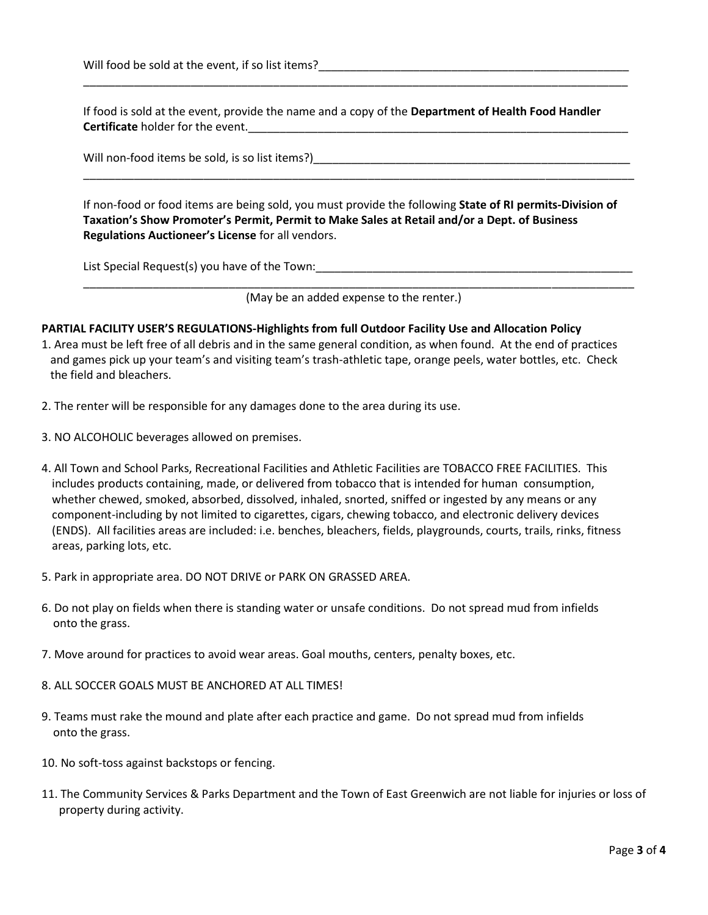Will food be sold at the event, if so list items?___________________________________________________
_____________________________________________________________________________________

If food is sold at the event, provide the name and a copy of the **Department of Health Food Handler Certificate** holder for the event.___________________________________________________________

Will non-food items be sold, is so list items?)____________________________________________________
_____________________________________________________________________________________

If non-food or food items are being sold, you must provide the following **State of RI permits-Division of Taxation's Show Promoter's Permit, Permit to Make Sales at Retail and/or a Dept. of Business Regulations Auctioneer's License** for all vendors.

List Special Request(s) you have of the Town:____________________________________________________
_____________________________________________________________________________________

(May be an added expense to the renter.)

**PARTIAL FACILITY USER'S REGULATIONS-Highlights from full Outdoor Facility Use and Allocation Policy**

1. Area must be left free of all debris and in the same general condition, as when found. At the end of practices and games pick up your team's and visiting team's trash-athletic tape, orange peels, water bottles, etc. Check the field and bleachers.

2. The renter will be responsible for any damages done to the area during its use.

3. NO ALCOHOLIC beverages allowed on premises.

4. All Town and School Parks, Recreational Facilities and Athletic Facilities are TOBACCO FREE FACILITIES. This includes products containing, made, or delivered from tobacco that is intended for human consumption, whether chewed, smoked, absorbed, dissolved, inhaled, snorted, sniffed or ingested by any means or any component-including by not limited to cigarettes, cigars, chewing tobacco, and electronic delivery devices (ENDS). All facilities areas are included: i.e. benches, bleachers, fields, playgrounds, courts, trails, rinks, fitness areas, parking lots, etc.

5. Park in appropriate area. DO NOT DRIVE or PARK ON GRASSED AREA.

6. Do not play on fields when there is standing water or unsafe conditions. Do not spread mud from infields onto the grass.

7. Move around for practices to avoid wear areas. Goal mouths, centers, penalty boxes, etc.

8. ALL SOCCER GOALS MUST BE ANCHORED AT ALL TIMES!

9. Teams must rake the mound and plate after each practice and game. Do not spread mud from infields onto the grass.

10. No soft-toss against backstops or fencing.

11. The Community Services & Parks Department and the Town of East Greenwich are not liable for injuries or loss of property during activity.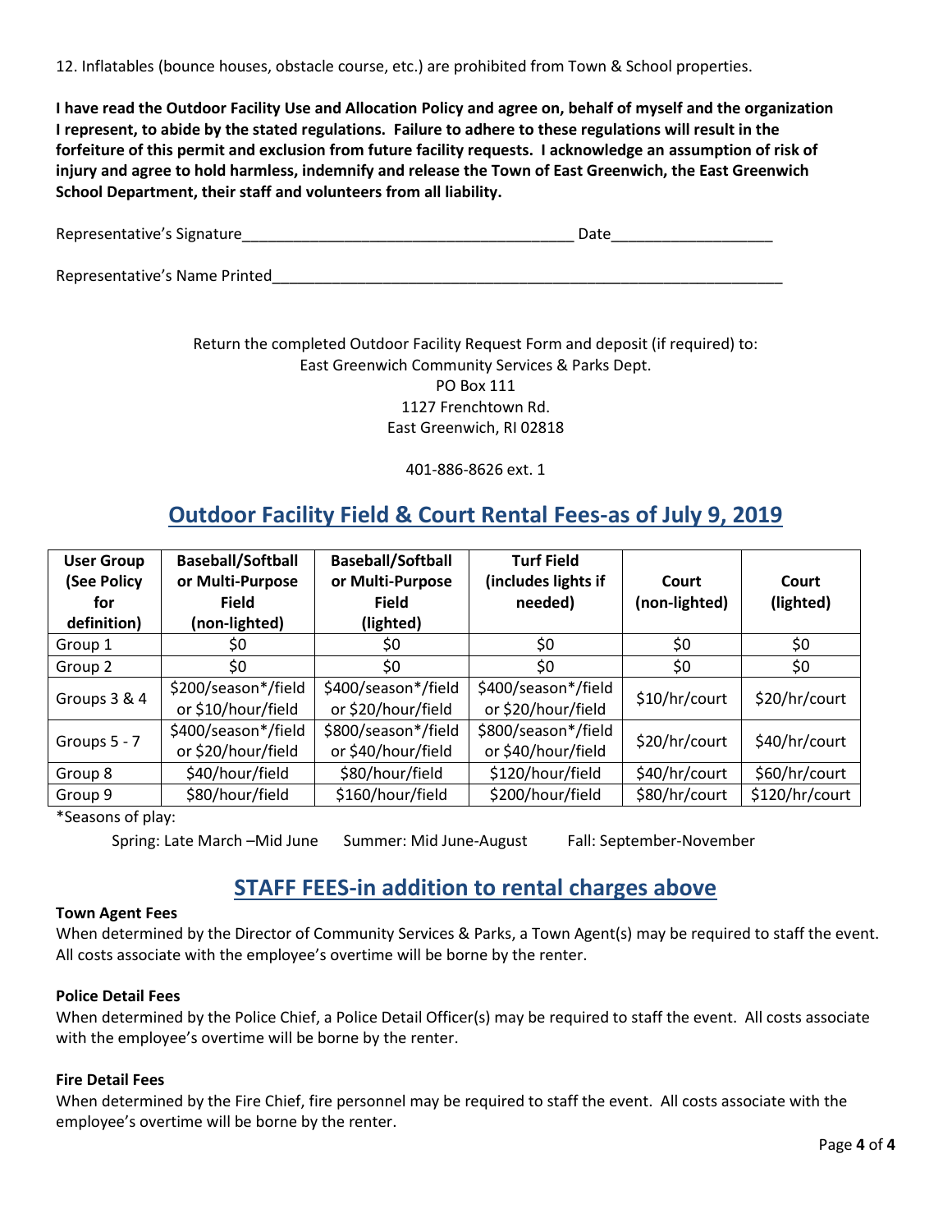12. Inflatables (bounce houses, obstacle course, etc.) are prohibited from Town & School properties.

**I have read the Outdoor Facility Use and Allocation Policy and agree on, behalf of myself and the organization I represent, to abide by the stated regulations. Failure to adhere to these regulations will result in the forfeiture of this permit and exclusion from future facility requests. I acknowledge an assumption of risk of injury and agree to hold harmless, indemnify and release the Town of East Greenwich, the East Greenwich School Department, their staff and volunteers from all liability.**

Representative's Signature_______________________________________ Date___________________

Representative's Name Printed______________________________________________________________

Return the completed Outdoor Facility Request Form and deposit (if required) to:
East Greenwich Community Services & Parks Dept.
PO Box 111
1127 Frenchtown Rd.
East Greenwich, RI 02818

401-886-8626 ext. 1

## Outdoor Facility Field & Court Rental Fees-as of July 9, 2019

| User Group (See Policy for definition) | Baseball/Softball or Multi-Purpose Field (non-lighted) | Baseball/Softball or Multi-Purpose Field (lighted) | Turf Field (includes lights if needed) | Court (non-lighted) | Court (lighted) |
|---|---|---|---|---|---|
| Group 1 | $0 | $0 | $0 | $0 | $0 |
| Group 2 | $0 | $0 | $0 | $0 | $0 |
| Groups 3 & 4 | $200/season*/field or $10/hour/field | $400/season*/field or $20/hour/field | $400/season*/field or $20/hour/field | $10/hr/court | $20/hr/court |
| Groups 5 - 7 | $400/season*/field or $20/hour/field | $800/season*/field or $40/hour/field | $800/season*/field or $40/hour/field | $20/hr/court | $40/hr/court |
| Group 8 | $40/hour/field | $80/hour/field | $120/hour/field | $40/hr/court | $60/hr/court |
| Group 9 | $80/hour/field | $160/hour/field | $200/hour/field | $80/hr/court | $120/hr/court |

*Seasons of play:

Spring: Late March –Mid June Summer: Mid June-August Fall: September-November

## STAFF FEES-in addition to rental charges above

**Town Agent Fees**
When determined by the Director of Community Services & Parks, a Town Agent(s) may be required to staff the event. All costs associate with the employee's overtime will be borne by the renter.

**Police Detail Fees**
When determined by the Police Chief, a Police Detail Officer(s) may be required to staff the event. All costs associate with the employee's overtime will be borne by the renter.

**Fire Detail Fees**
When determined by the Fire Chief, fire personnel may be required to staff the event. All costs associate with the employee's overtime will be borne by the renter.